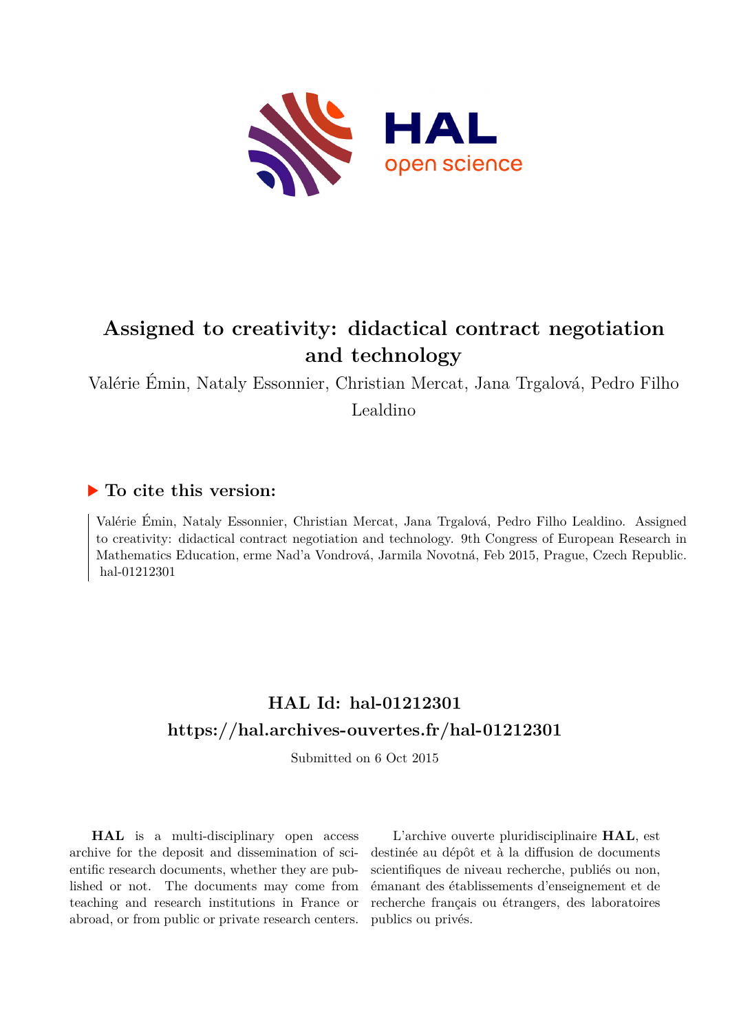# Assigned to creativity: didactical contract negotiation and technology

Valérie Émin, Nataly Essonnier, Christian Mercat, Jana Trgalová, Pedro Filho Lealdino

## ▶ To cite this version:

Valérie Émin, Nataly Essonnier, Christian Mercat, Jana Trgalová, Pedro Filho Lealdino. Assigned to creativity: didactical contract negotiation and technology. 9th Congress of European Research in Mathematics Education, erme Nad'a Vondrová, Jarmila Novotná, Feb 2015, Prague, Czech Republic. hal-01212301

## HAL Id: hal-01212301

## https://hal.archives-ouvertes.fr/hal-01212301

Submitted on 6 Oct 2015

**HAL** is a multi-disciplinary open access archive for the deposit and dissemination of scientific research documents, whether they are published or not. The documents may come from teaching and research institutions in France or abroad, or from public or private research centers.

L'archive ouverte pluridisciplinaire **HAL**, est destinée au dépôt et à la diffusion de documents scientifiques de niveau recherche, publiés ou non, émanant des établissements d'enseignement et de recherche français ou étrangers, des laboratoires publics ou privés.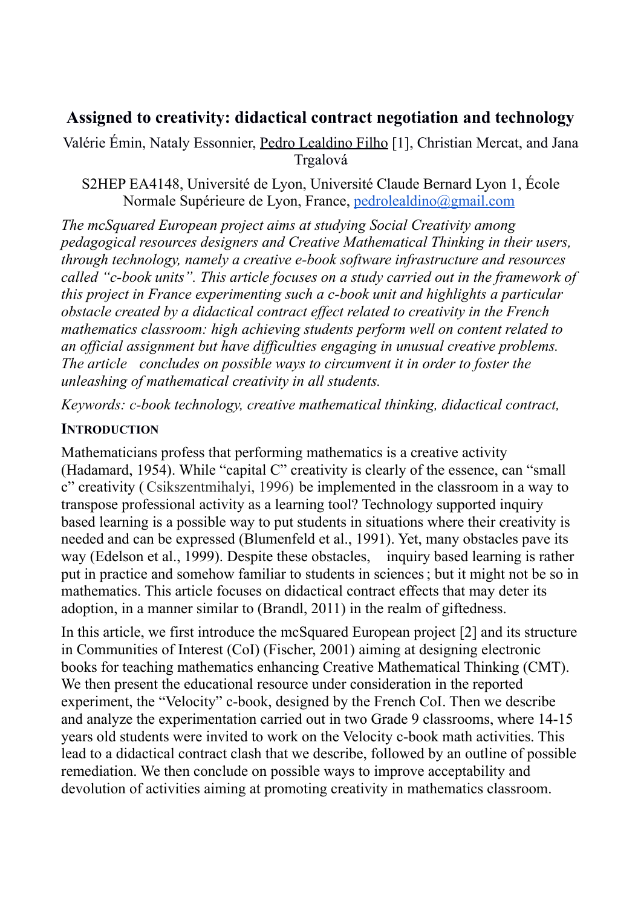# Assigned to creativity: didactical contract negotiation and technology

Valérie Émin, Nataly Essonnier, Pedro Lealdino Filho [1], Christian Mercat, and Jana Trgalová

S2HEP EA4148, Université de Lyon, Université Claude Bernard Lyon 1, École Normale Supérieure de Lyon, France, pedrolealdino@gmail.com

*The mcSquared European project aims at studying Social Creativity among pedagogical resources designers and Creative Mathematical Thinking in their users, through technology, namely a creative e-book software infrastructure and resources called "c-book units". This article focuses on a study carried out in the framework of this project in France experimenting such a c-book unit and highlights a particular obstacle created by a didactical contract effect related to creativity in the French mathematics classroom: high achieving students perform well on content related to an official assignment but have difficulties engaging in unusual creative problems. The article concludes on possible ways to circumvent it in order to foster the unleashing of mathematical creativity in all students.*

*Keywords: c-book technology, creative mathematical thinking, didactical contract,*

## INTRODUCTION

Mathematicians profess that performing mathematics is a creative activity (Hadamard, 1954). While "capital C" creativity is clearly of the essence, can "small c" creativity ( Csikszentmihalyi, 1996) be implemented in the classroom in a way to transpose professional activity as a learning tool? Technology supported inquiry based learning is a possible way to put students in situations where their creativity is needed and can be expressed (Blumenfeld et al., 1991). Yet, many obstacles pave its way (Edelson et al., 1999). Despite these obstacles, inquiry based learning is rather put in practice and somehow familiar to students in sciences ; but it might not be so in mathematics. This article focuses on didactical contract effects that may deter its adoption, in a manner similar to (Brandl, 2011) in the realm of giftedness.

In this article, we first introduce the mcSquared European project [2] and its structure in Communities of Interest (CoI) (Fischer, 2001) aiming at designing electronic books for teaching mathematics enhancing Creative Mathematical Thinking (CMT). We then present the educational resource under consideration in the reported experiment, the "Velocity" c-book, designed by the French CoI. Then we describe and analyze the experimentation carried out in two Grade 9 classrooms, where 14-15 years old students were invited to work on the Velocity c-book math activities. This lead to a didactical contract clash that we describe, followed by an outline of possible remediation. We then conclude on possible ways to improve acceptability and devolution of activities aiming at promoting creativity in mathematics classroom.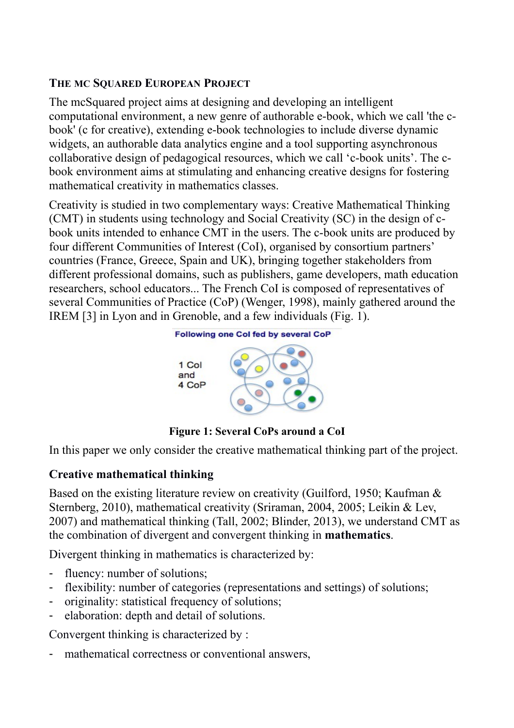### THE MC SQUARED EUROPEAN PROJECT

The mcSquared project aims at designing and developing an intelligent computational environment, a new genre of authorable e-book, which we call 'the c-book' (c for creative), extending e-book technologies to include diverse dynamic widgets, an authorable data analytics engine and a tool supporting asynchronous collaborative design of pedagogical resources, which we call 'c-book units'. The c-book environment aims at stimulating and enhancing creative designs for fostering mathematical creativity in mathematics classes.

Creativity is studied in two complementary ways: Creative Mathematical Thinking (CMT) in students using technology and Social Creativity (SC) in the design of c-book units intended to enhance CMT in the users. The c-book units are produced by four different Communities of Interest (CoI), organised by consortium partners' countries (France, Greece, Spain and UK), bringing together stakeholders from different professional domains, such as publishers, game developers, math education researchers, school educators... The French CoI is composed of representatives of several Communities of Practice (CoP) (Wenger, 1998), mainly gathered around the IREM [3] in Lyon and in Grenoble, and a few individuals (Fig. 1).

Following one CoI fed by several CoP

1 CoI and 4 CoP

**Figure 1: Several CoPs around a CoI**

In this paper we only consider the creative mathematical thinking part of the project.

### Creative mathematical thinking

Based on the existing literature review on creativity (Guilford, 1950; Kaufman & Sternberg, 2010), mathematical creativity (Sriraman, 2004, 2005; Leikin & Lev, 2007) and mathematical thinking (Tall, 2002; Blinder, 2013), we understand CMT as the combination of divergent and convergent thinking in **mathematics**.

Divergent thinking in mathematics is characterized by:

- fluency: number of solutions;
- flexibility: number of categories (representations and settings) of solutions;
- originality: statistical frequency of solutions;
- elaboration: depth and detail of solutions.

Convergent thinking is characterized by :

- mathematical correctness or conventional answers,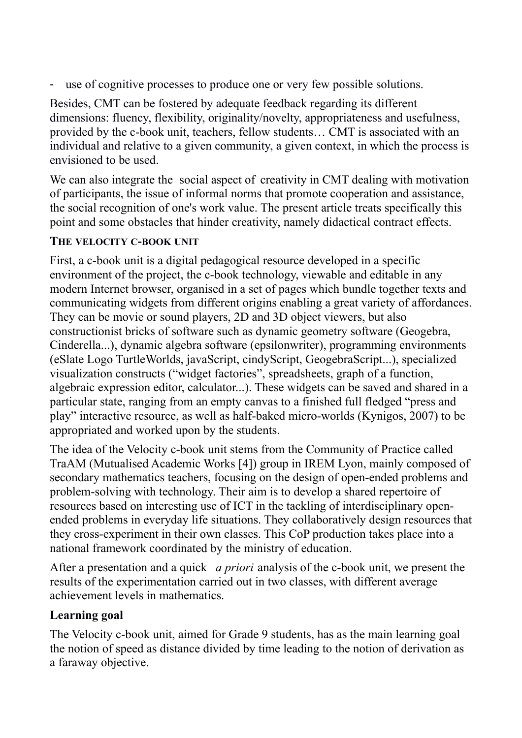- use of cognitive processes to produce one or very few possible solutions.

Besides, CMT can be fostered by adequate feedback regarding its different dimensions: fluency, flexibility, originality/novelty, appropriateness and usefulness, provided by the c-book unit, teachers, fellow students… CMT is associated with an individual and relative to a given community, a given context, in which the process is envisioned to be used.

We can also integrate the social aspect of creativity in CMT dealing with motivation of participants, the issue of informal norms that promote cooperation and assistance, the social recognition of one's work value. The present article treats specifically this point and some obstacles that hinder creativity, namely didactical contract effects.

## THE VELOCITY C-BOOK UNIT

First, a c-book unit is a digital pedagogical resource developed in a specific environment of the project, the c-book technology, viewable and editable in any modern Internet browser, organised in a set of pages which bundle together texts and communicating widgets from different origins enabling a great variety of affordances. They can be movie or sound players, 2D and 3D object viewers, but also constructionist bricks of software such as dynamic geometry software (Geogebra, Cinderella...), dynamic algebra software (epsilonwriter), programming environments (eSlate Logo TurtleWorlds, javaScript, cindyScript, GeogebraScript...), specialized visualization constructs ("widget factories", spreadsheets, graph of a function, algebraic expression editor, calculator...). These widgets can be saved and shared in a particular state, ranging from an empty canvas to a finished full fledged "press and play" interactive resource, as well as half-baked micro-worlds (Kynigos, 2007) to be appropriated and worked upon by the students.

The idea of the Velocity c-book unit stems from the Community of Practice called TraAM (Mutualised Academic Works [4]) group in IREM Lyon, mainly composed of secondary mathematics teachers, focusing on the design of open-ended problems and problem-solving with technology. Their aim is to develop a shared repertoire of resources based on interesting use of ICT in the tackling of interdisciplinary open-ended problems in everyday life situations. They collaboratively design resources that they cross-experiment in their own classes. This CoP production takes place into a national framework coordinated by the ministry of education.

After a presentation and a quick *a priori* analysis of the c-book unit, we present the results of the experimentation carried out in two classes, with different average achievement levels in mathematics.

### Learning goal

The Velocity c-book unit, aimed for Grade 9 students, has as the main learning goal the notion of speed as distance divided by time leading to the notion of derivation as a faraway objective.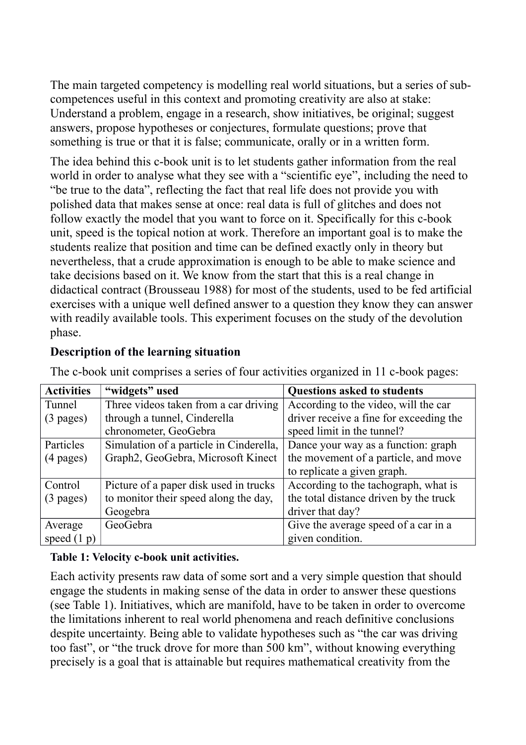The main targeted competency is modelling real world situations, but a series of sub-competences useful in this context and promoting creativity are also at stake: Understand a problem, engage in a research, show initiatives, be original; suggest answers, propose hypotheses or conjectures, formulate questions; prove that something is true or that it is false; communicate, orally or in a written form.

The idea behind this c-book unit is to let students gather information from the real world in order to analyse what they see with a "scientific eye", including the need to "be true to the data", reflecting the fact that real life does not provide you with polished data that makes sense at once: real data is full of glitches and does not follow exactly the model that you want to force on it. Specifically for this c-book unit, speed is the topical notion at work. Therefore an important goal is to make the students realize that position and time can be defined exactly only in theory but nevertheless, that a crude approximation is enough to be able to make science and take decisions based on it. We know from the start that this is a real change in didactical contract (Brousseau 1988) for most of the students, used to be fed artificial exercises with a unique well defined answer to a question they know they can answer with readily available tools. This experiment focuses on the study of the devolution phase.

**Description of the learning situation**

The c-book unit comprises a series of four activities organized in 11 c-book pages:

| Activities | "widgets" used | Questions asked to students |
|---|---|---|
| Tunnel (3 pages) | Three videos taken from a car driving through a tunnel, Cinderella chronometer, GeoGebra | According to the video, will the car driver receive a fine for exceeding the speed limit in the tunnel? |
| Particles (4 pages) | Simulation of a particle in Cinderella, Graph2, GeoGebra, Microsoft Kinect | Dance your way as a function: graph the movement of a particle, and move to replicate a given graph. |
| Control (3 pages) | Picture of a paper disk used in trucks to monitor their speed along the day, Geogebra | According to the tachograph, what is the total distance driven by the truck driver that day? |
| Average speed (1 p) | GeoGebra | Give the average speed of a car in a given condition. |

**Table 1: Velocity c-book unit activities.**

Each activity presents raw data of some sort and a very simple question that should engage the students in making sense of the data in order to answer these questions (see Table 1). Initiatives, which are manifold, have to be taken in order to overcome the limitations inherent to real world phenomena and reach definitive conclusions despite uncertainty. Being able to validate hypotheses such as "the car was driving too fast", or "the truck drove for more than 500 km", without knowing everything precisely is a goal that is attainable but requires mathematical creativity from the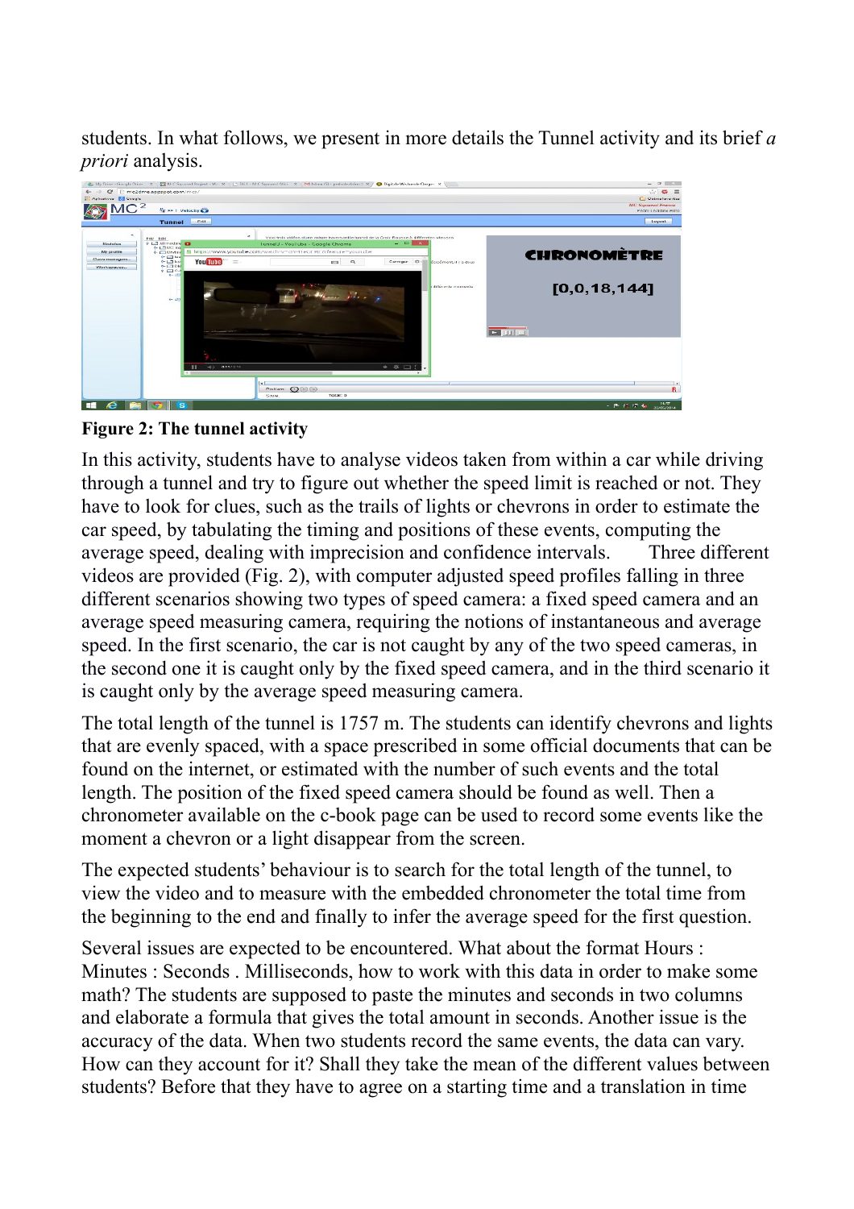students. In what follows, we present in more details the Tunnel activity and its brief *a priori* analysis.

**Figure 2: The tunnel activity**

In this activity, students have to analyse videos taken from within a car while driving through a tunnel and try to figure out whether the speed limit is reached or not. They have to look for clues, such as the trails of lights or chevrons in order to estimate the car speed, by tabulating the timing and positions of these events, computing the average speed, dealing with imprecision and confidence intervals. Three different videos are provided (Fig. 2), with computer adjusted speed profiles falling in three different scenarios showing two types of speed camera: a fixed speed camera and an average speed measuring camera, requiring the notions of instantaneous and average speed. In the first scenario, the car is not caught by any of the two speed cameras, in the second one it is caught only by the fixed speed camera, and in the third scenario it is caught only by the average speed measuring camera.

The total length of the tunnel is 1757 m. The students can identify chevrons and lights that are evenly spaced, with a space prescribed in some official documents that can be found on the internet, or estimated with the number of such events and the total length. The position of the fixed speed camera should be found as well. Then a chronometer available on the c-book page can be used to record some events like the moment a chevron or a light disappear from the screen.

The expected students' behaviour is to search for the total length of the tunnel, to view the video and to measure with the embedded chronometer the total time from the beginning to the end and finally to infer the average speed for the first question.

Several issues are expected to be encountered. What about the format Hours : Minutes : Seconds . Milliseconds, how to work with this data in order to make some math? The students are supposed to paste the minutes and seconds in two columns and elaborate a formula that gives the total amount in seconds. Another issue is the accuracy of the data. When two students record the same events, the data can vary. How can they account for it? Shall they take the mean of the different values between students? Before that they have to agree on a starting time and a translation in time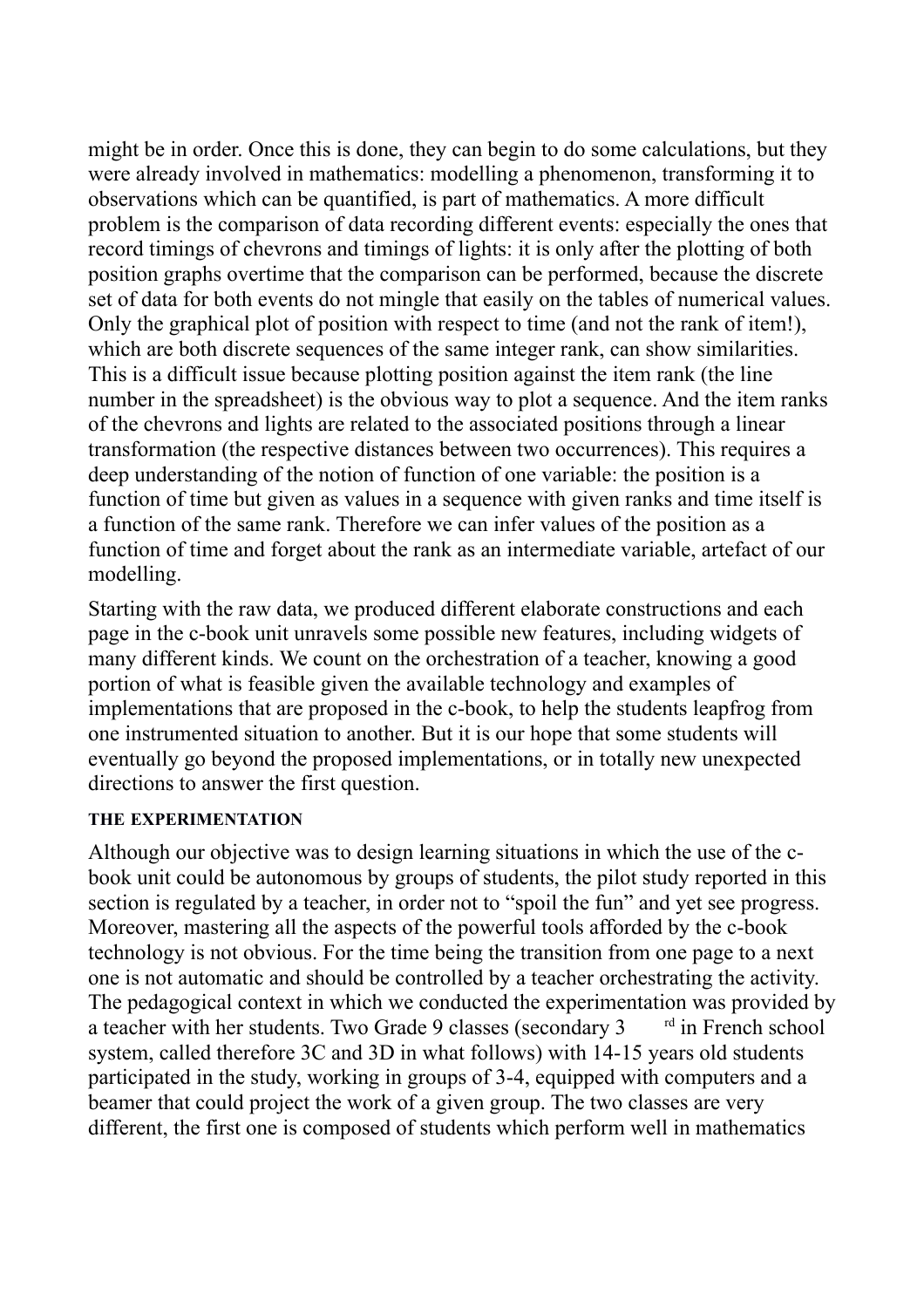might be in order. Once this is done, they can begin to do some calculations, but they were already involved in mathematics: modelling a phenomenon, transforming it to observations which can be quantified, is part of mathematics. A more difficult problem is the comparison of data recording different events: especially the ones that record timings of chevrons and timings of lights: it is only after the plotting of both position graphs overtime that the comparison can be performed, because the discrete set of data for both events do not mingle that easily on the tables of numerical values. Only the graphical plot of position with respect to time (and not the rank of item!), which are both discrete sequences of the same integer rank, can show similarities. This is a difficult issue because plotting position against the item rank (the line number in the spreadsheet) is the obvious way to plot a sequence. And the item ranks of the chevrons and lights are related to the associated positions through a linear transformation (the respective distances between two occurrences). This requires a deep understanding of the notion of function of one variable: the position is a function of time but given as values in a sequence with given ranks and time itself is a function of the same rank. Therefore we can infer values of the position as a function of time and forget about the rank as an intermediate variable, artefact of our modelling.

Starting with the raw data, we produced different elaborate constructions and each page in the c-book unit unravels some possible new features, including widgets of many different kinds. We count on the orchestration of a teacher, knowing a good portion of what is feasible given the available technology and examples of implementations that are proposed in the c-book, to help the students leapfrog from one instrumented situation to another. But it is our hope that some students will eventually go beyond the proposed implementations, or in totally new unexpected directions to answer the first question.

#### THE EXPERIMENTATION

Although our objective was to design learning situations in which the use of the c-book unit could be autonomous by groups of students, the pilot study reported in this section is regulated by a teacher, in order not to "spoil the fun" and yet see progress. Moreover, mastering all the aspects of the powerful tools afforded by the c-book technology is not obvious. For the time being the transition from one page to a next one is not automatic and should be controlled by a teacher orchestrating the activity. The pedagogical context in which we conducted the experimentation was provided by a teacher with her students. Two Grade 9 classes (secondary 3rd in French school system, called therefore 3C and 3D in what follows) with 14-15 years old students participated in the study, working in groups of 3-4, equipped with computers and a beamer that could project the work of a given group. The two classes are very different, the first one is composed of students which perform well in mathematics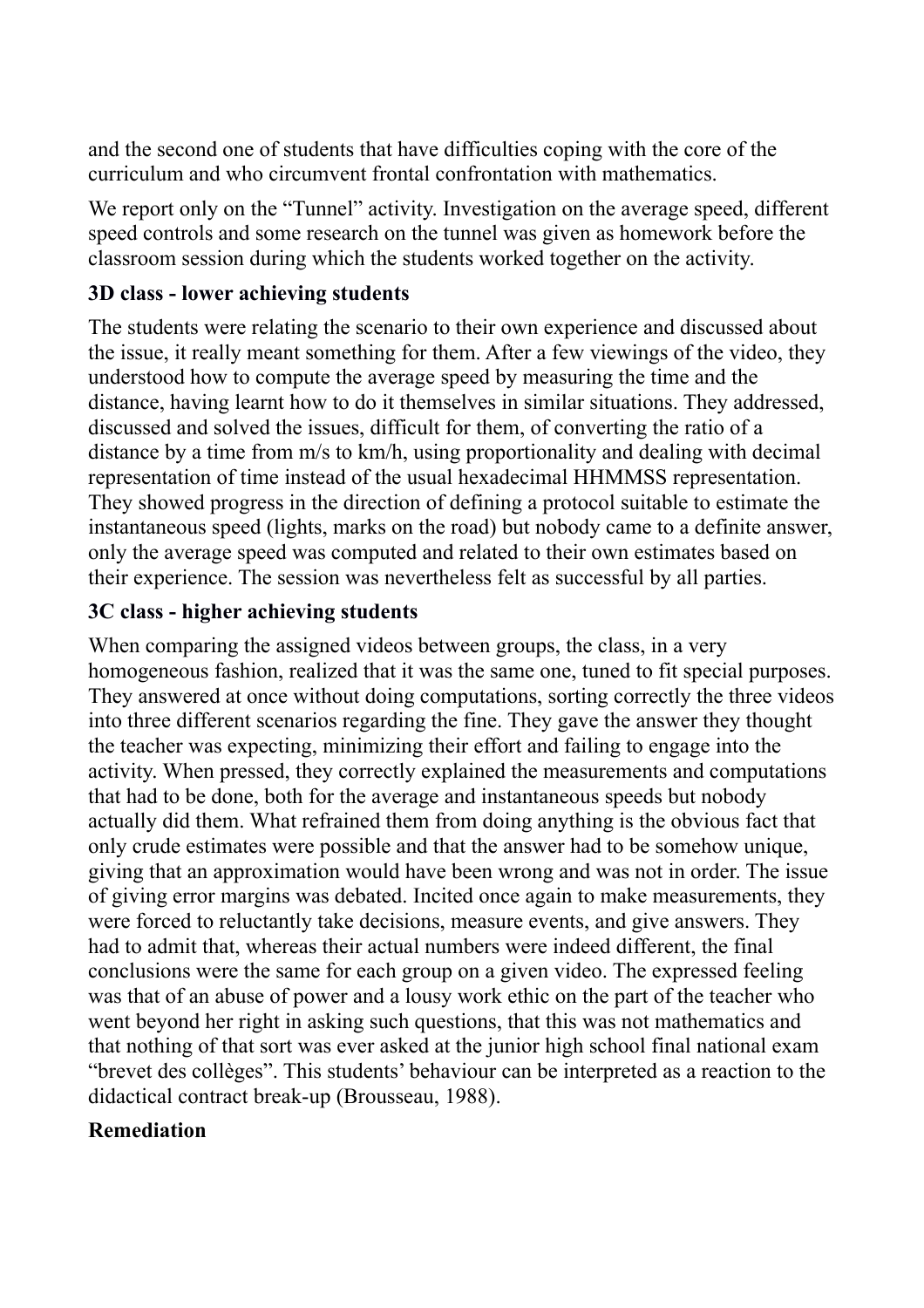and the second one of students that have difficulties coping with the core of the curriculum and who circumvent frontal confrontation with mathematics.

We report only on the "Tunnel" activity. Investigation on the average speed, different speed controls and some research on the tunnel was given as homework before the classroom session during which the students worked together on the activity.

**3D class - lower achieving students**

The students were relating the scenario to their own experience and discussed about the issue, it really meant something for them. After a few viewings of the video, they understood how to compute the average speed by measuring the time and the distance, having learnt how to do it themselves in similar situations. They addressed, discussed and solved the issues, difficult for them, of converting the ratio of a distance by a time from m/s to km/h, using proportionality and dealing with decimal representation of time instead of the usual hexadecimal HHMMSS representation. They showed progress in the direction of defining a protocol suitable to estimate the instantaneous speed (lights, marks on the road) but nobody came to a definite answer, only the average speed was computed and related to their own estimates based on their experience. The session was nevertheless felt as successful by all parties.

**3C class - higher achieving students**

When comparing the assigned videos between groups, the class, in a very homogeneous fashion, realized that it was the same one, tuned to fit special purposes. They answered at once without doing computations, sorting correctly the three videos into three different scenarios regarding the fine. They gave the answer they thought the teacher was expecting, minimizing their effort and failing to engage into the activity. When pressed, they correctly explained the measurements and computations that had to be done, both for the average and instantaneous speeds but nobody actually did them. What refrained them from doing anything is the obvious fact that only crude estimates were possible and that the answer had to be somehow unique, giving that an approximation would have been wrong and was not in order. The issue of giving error margins was debated. Incited once again to make measurements, they were forced to reluctantly take decisions, measure events, and give answers. They had to admit that, whereas their actual numbers were indeed different, the final conclusions were the same for each group on a given video. The expressed feeling was that of an abuse of power and a lousy work ethic on the part of the teacher who went beyond her right in asking such questions, that this was not mathematics and that nothing of that sort was ever asked at the junior high school final national exam "brevet des collèges". This students' behaviour can be interpreted as a reaction to the didactical contract break-up (Brousseau, 1988).

**Remediation**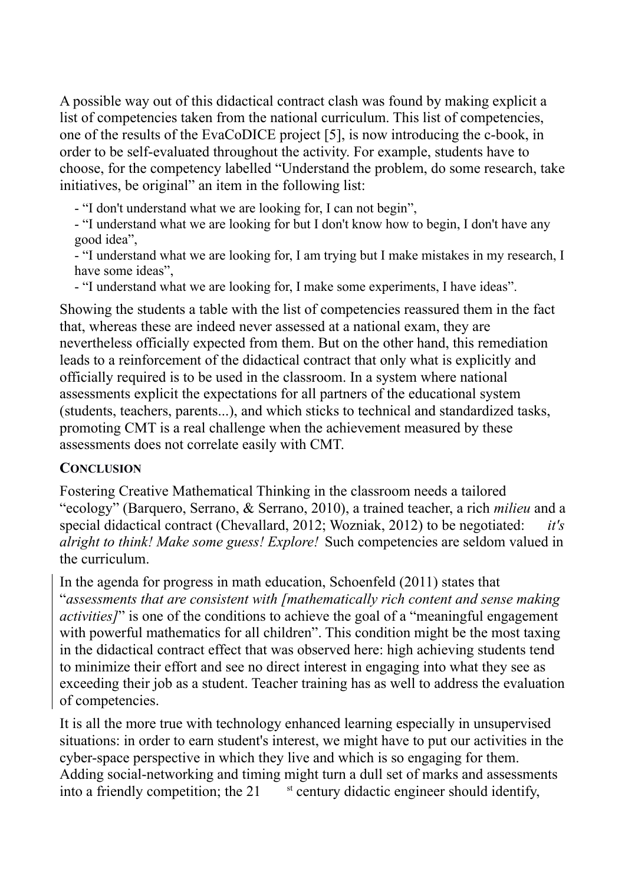A possible way out of this didactical contract clash was found by making explicit a list of competencies taken from the national curriculum. This list of competencies, one of the results of the EvaCoDICE project [5], is now introducing the c-book, in order to be self-evaluated throughout the activity. For example, students have to choose, for the competency labelled "Understand the problem, do some research, take initiatives, be original" an item in the following list:

- "I don't understand what we are looking for, I can not begin",
- "I understand what we are looking for but I don't know how to begin, I don't have any good idea",
- "I understand what we are looking for, I am trying but I make mistakes in my research, I have some ideas",
- "I understand what we are looking for, I make some experiments, I have ideas".

Showing the students a table with the list of competencies reassured them in the fact that, whereas these are indeed never assessed at a national exam, they are nevertheless officially expected from them. But on the other hand, this remediation leads to a reinforcement of the didactical contract that only what is explicitly and officially required is to be used in the classroom. In a system where national assessments explicit the expectations for all partners of the educational system (students, teachers, parents...), and which sticks to technical and standardized tasks, promoting CMT is a real challenge when the achievement measured by these assessments does not correlate easily with CMT.

## CONCLUSION

Fostering Creative Mathematical Thinking in the classroom needs a tailored "ecology" (Barquero, Serrano, & Serrano, 2010), a trained teacher, a rich *milieu* and a special didactical contract (Chevallard, 2012; Wozniak, 2012) to be negotiated: *it's alright to think! Make some guess! Explore!* Such competencies are seldom valued in the curriculum.

In the agenda for progress in math education, Schoenfeld (2011) states that "*assessments that are consistent with [mathematically rich content and sense making activities]*" is one of the conditions to achieve the goal of a "meaningful engagement with powerful mathematics for all children". This condition might be the most taxing in the didactical contract effect that was observed here: high achieving students tend to minimize their effort and see no direct interest in engaging into what they see as exceeding their job as a student. Teacher training has as well to address the evaluation of competencies.

It is all the more true with technology enhanced learning especially in unsupervised situations: in order to earn student's interest, we might have to put our activities in the cyber-space perspective in which they live and which is so engaging for them. Adding social-networking and timing might turn a dull set of marks and assessments into a friendly competition; the 21st century didactic engineer should identify,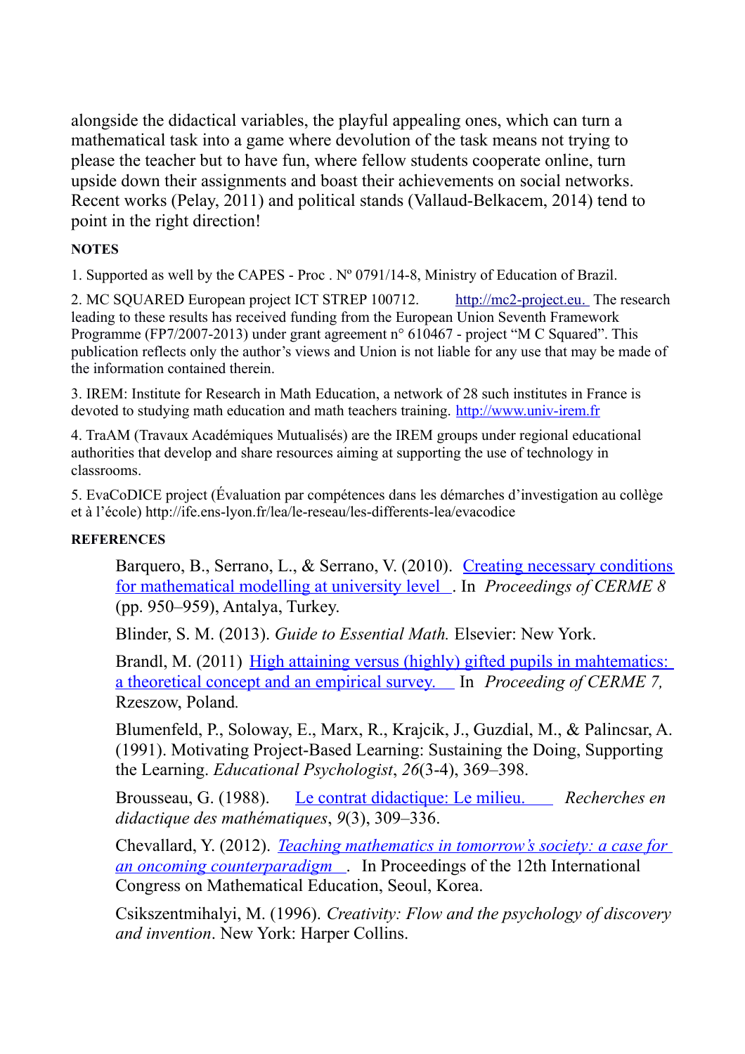alongside the didactical variables, the playful appealing ones, which can turn a mathematical task into a game where devolution of the task means not trying to please the teacher but to have fun, where fellow students cooperate online, turn upside down their assignments and boast their achievements on social networks. Recent works (Pelay, 2011) and political stands (Vallaud-Belkacem, 2014) tend to point in the right direction!

## NOTES

1. Supported as well by the CAPES - Proc . Nº 0791/14-8, Ministry of Education of Brazil.

2. MC SQUARED European project ICT STREP 100712. http://mc2-project.eu. The research leading to these results has received funding from the European Union Seventh Framework Programme (FP7/2007-2013) under grant agreement n° 610467 - project "M C Squared". This publication reflects only the author's views and Union is not liable for any use that may be made of the information contained therein.

3. IREM: Institute for Research in Math Education, a network of 28 such institutes in France is devoted to studying math education and math teachers training. http://www.univ-irem.fr

4. TraAM (Travaux Académiques Mutualisés) are the IREM groups under regional educational authorities that develop and share resources aiming at supporting the use of technology in classrooms.

5. EvaCoDICE project (Évaluation par compétences dans les démarches d'investigation au collège et à l'école) http://ife.ens-lyon.fr/lea/le-reseau/les-differents-lea/evacodice

## REFERENCES

Barquero, B., Serrano, L., & Serrano, V. (2010). Creating necessary conditions for mathematical modelling at university level. In *Proceedings of CERME 8* (pp. 950–959), Antalya, Turkey.

Blinder, S. M. (2013). *Guide to Essential Math.* Elsevier: New York.

Brandl, M. (2011) High attaining versus (highly) gifted pupils in mahtematics: a theoretical concept and an empirical survey. In *Proceeding of CERME 7,* Rzeszow, Poland.

Blumenfeld, P., Soloway, E., Marx, R., Krajcik, J., Guzdial, M., & Palincsar, A. (1991). Motivating Project-Based Learning: Sustaining the Doing, Supporting the Learning. *Educational Psychologist*, *26*(3-4), 369–398.

Brousseau, G. (1988). Le contrat didactique: Le milieu. *Recherches en didactique des mathématiques*, *9*(3), 309–336.

Chevallard, Y. (2012). *Teaching mathematics in tomorrow's society: a case for an oncoming counterparadigm*. In Proceedings of the 12th International Congress on Mathematical Education, Seoul, Korea.

Csikszentmihalyi, M. (1996). *Creativity: Flow and the psychology of discovery and invention*. New York: Harper Collins.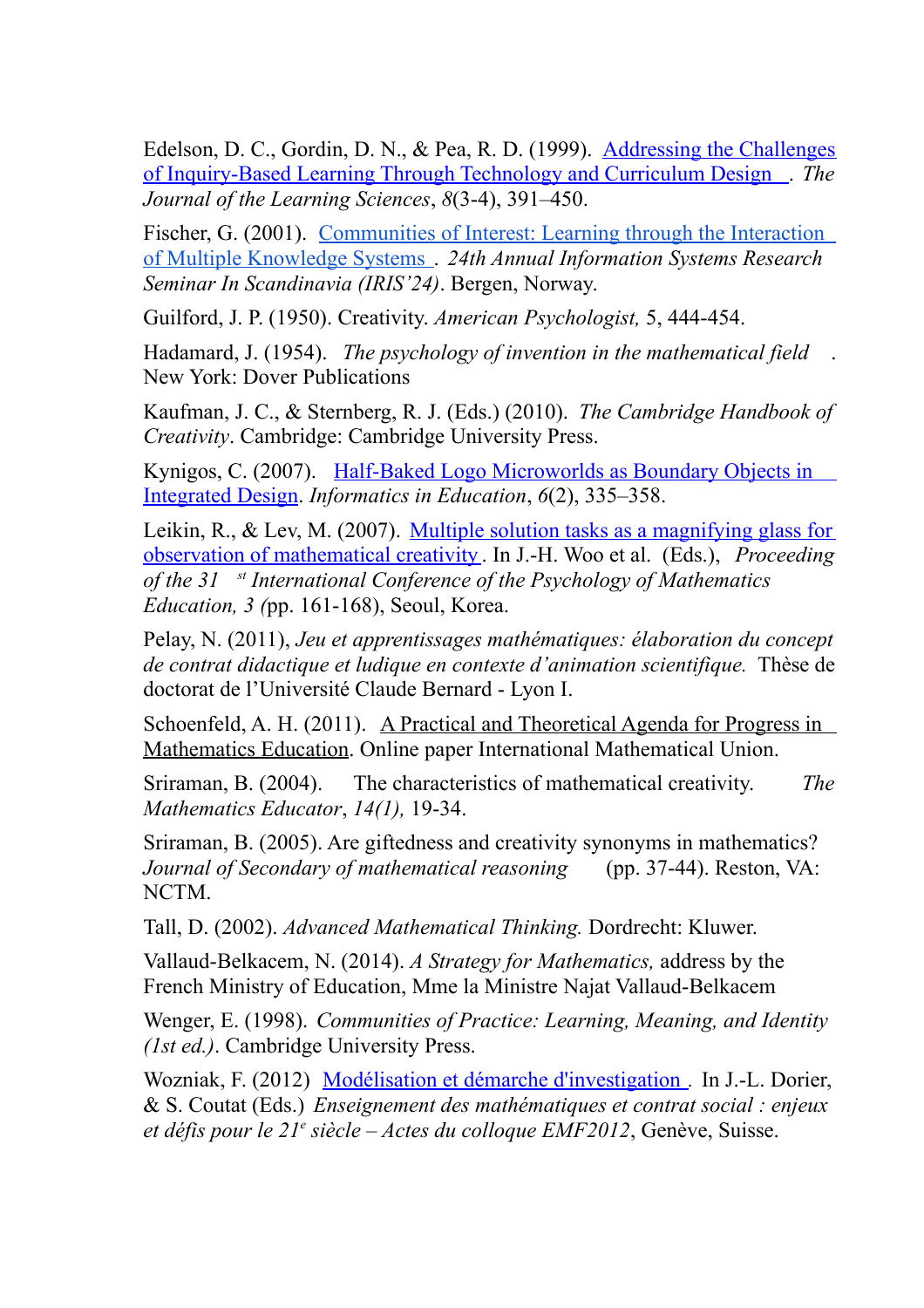Edelson, D. C., Gordin, D. N., & Pea, R. D. (1999). Addressing the Challenges of Inquiry-Based Learning Through Technology and Curriculum Design . *The Journal of the Learning Sciences*, *8*(3-4), 391–450.

Fischer, G. (2001). Communities of Interest: Learning through the Interaction of Multiple Knowledge Systems . *24th Annual Information Systems Research Seminar In Scandinavia (IRIS'24)*. Bergen, Norway.

Guilford, J. P. (1950). Creativity. *American Psychologist,* 5, 444-454.

Hadamard, J. (1954). *The psychology of invention in the mathematical field* . New York: Dover Publications

Kaufman, J. C., & Sternberg, R. J. (Eds.) (2010). *The Cambridge Handbook of Creativity*. Cambridge: Cambridge University Press.

Kynigos, C. (2007). Half-Baked Logo Microworlds as Boundary Objects in Integrated Design. *Informatics in Education*, *6*(2), 335–358.

Leikin, R., & Lev, M. (2007). Multiple solution tasks as a magnifying glass for observation of mathematical creativity. In J.-H. Woo et al. (Eds.), *Proceeding of the 31st International Conference of the Psychology of Mathematics Education, 3 (*pp. 161-168), Seoul, Korea.

Pelay, N. (2011), *Jeu et apprentissages mathématiques: élaboration du concept de contrat didactique et ludique en contexte d'animation scientifique.* Thèse de doctorat de l'Université Claude Bernard - Lyon I.

Schoenfeld, A. H. (2011). A Practical and Theoretical Agenda for Progress in Mathematics Education. Online paper International Mathematical Union.

Sriraman, B. (2004). The characteristics of mathematical creativity. *The Mathematics Educator*, *14(1),* 19-34.

Sriraman, B. (2005). Are giftedness and creativity synonyms in mathematics? *Journal of Secondary of mathematical reasoning* (pp. 37-44). Reston, VA: NCTM.

Tall, D. (2002). *Advanced Mathematical Thinking.* Dordrecht: Kluwer.

Vallaud-Belkacem, N. (2014). *A Strategy for Mathematics,* address by the French Ministry of Education, Mme la Ministre Najat Vallaud-Belkacem

Wenger, E. (1998). *Communities of Practice: Learning, Meaning, and Identity (1st ed.)*. Cambridge University Press.

Wozniak, F. (2012) Modélisation et démarche d'investigation . In J.-L. Dorier, & S. Coutat (Eds.) *Enseignement des mathématiques et contrat social : enjeux et défis pour le 21e siècle – Actes du colloque EMF2012*, Genève, Suisse.